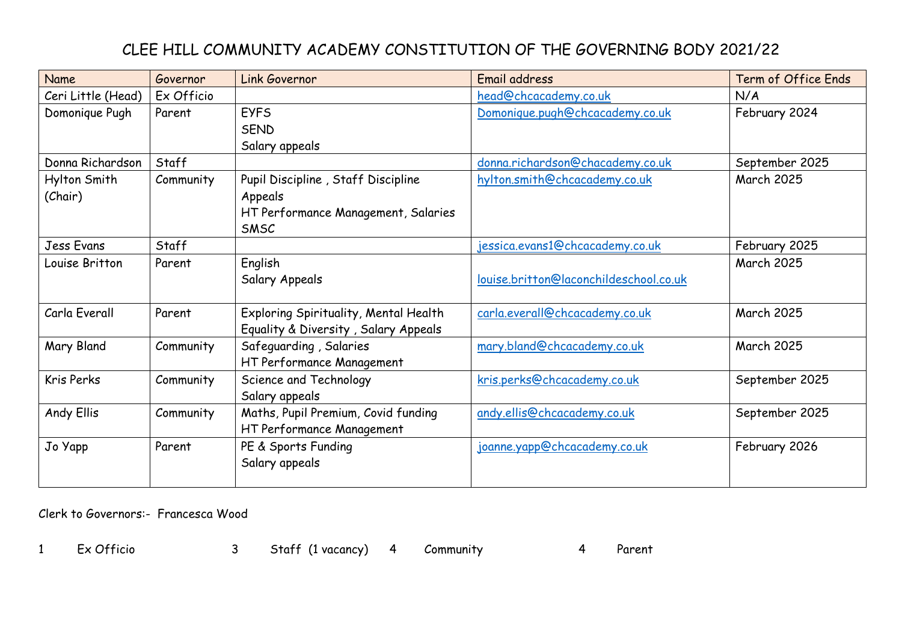# CLEE HILL COMMUNITY ACADEMY CONSTITUTION OF THE GOVERNING BODY 2021/22

| Name | Governor | Link Governor | Email address | Term of Office Ends |
|---|---|---|---|---|
| Ceri Little (Head) | Ex Officio | | head@chcacademy.co.uk | N/A |
| Domonique Pugh | Parent | EYFS<br>SEND<br>Salary appeals | Domonique.pugh@chcacademy.co.uk | February 2024 |
| Donna Richardson | Staff | | donna.richardson@chacademy.co.uk | September 2025 |
| Hylton Smith (Chair) | Community | Pupil Discipline , Staff Discipline Appeals<br>HT Performance Management, Salaries<br>SMSC | hylton.smith@chcacademy.co.uk | March 2025 |
| Jess Evans | Staff | | jessica.evans1@chcacademy.co.uk | February 2025 |
| Louise Britton | Parent | English<br>Salary Appeals | louise.britton@laconchildeschool.co.uk | March 2025 |
| Carla Everall | Parent | Exploring Spirituality, Mental Health<br>Equality & Diversity , Salary Appeals | carla.everall@chcacademy.co.uk | March 2025 |
| Mary Bland | Community | Safeguarding , Salaries<br>HT Performance Management | mary.bland@chcacademy.co.uk | March 2025 |
| Kris Perks | Community | Science and Technology<br>Salary appeals | kris.perks@chcacademy.co.uk | September 2025 |
| Andy Ellis | Community | Maths, Pupil Premium, Covid funding<br>HT Performance Management | andy.ellis@chcacademy.co.uk | September 2025 |
| Jo Yapp | Parent | PE & Sports Funding<br>Salary appeals | joanne.yapp@chcacademy.co.uk | February 2026 |

Clerk to Governors:- Francesca Wood

1 Ex Officio 3 Staff (1 vacancy) 4 Community 4 Parent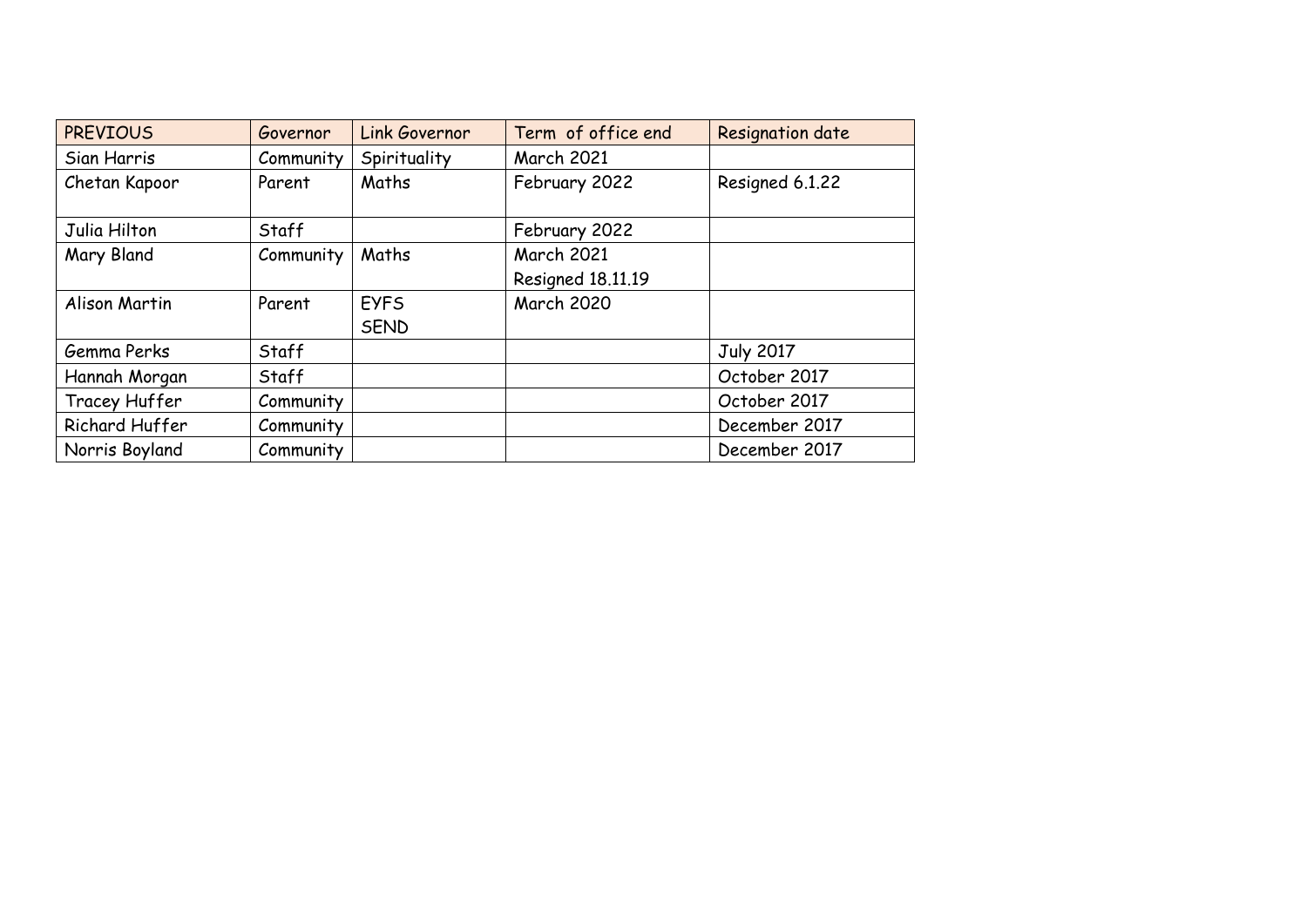| PREVIOUS | Governor | Link Governor | Term of office end | Resignation date |
|---|---|---|---|---|
| Sian Harris | Community | Spirituality | March 2021 | |
| Chetan Kapoor | Parent | Maths | February 2022 | Resigned 6.1.22 |
| Julia Hilton | Staff | | February 2022 | |
| Mary Bland | Community | Maths | March 2021<br>Resigned 18.11.19 | |
| Alison Martin | Parent | EYFS<br>SEND | March 2020 | |
| Gemma Perks | Staff | | | July 2017 |
| Hannah Morgan | Staff | | | October 2017 |
| Tracey Huffer | Community | | | October 2017 |
| Richard Huffer | Community | | | December 2017 |
| Norris Boyland | Community | | | December 2017 |